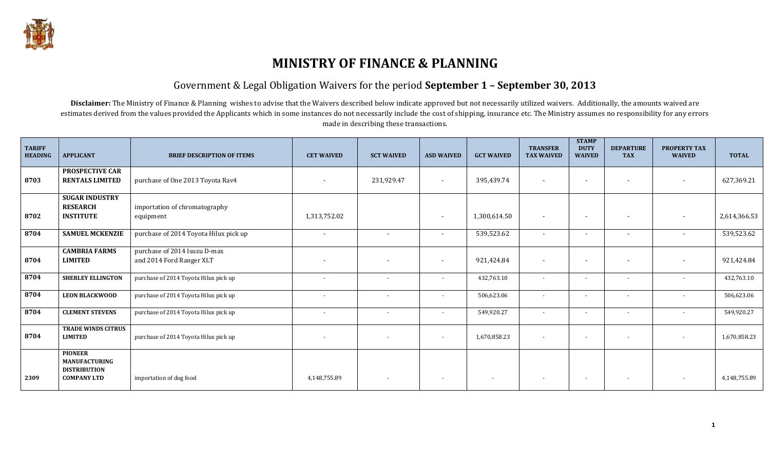# MINISTRY OF FINANCE & PLANNING

## Government & Legal Obligation Waivers for the period **September 1 – September 30, 2013**

**Disclaimer:** The Ministry of Finance & Planning wishes to advise that the Waivers described below indicate approved but not necessarily utilized waivers. Additionally, the amounts waived are estimates derived from the values provided the Applicants which in some instances do not necessarily include the cost of shipping, insurance etc. The Ministry assumes no responsibility for any errors made in describing these transactions.

| TARIFF HEADING | APPLICANT | BRIEF DESCRIPTION OF ITEMS | CET WAIVED | SCT WAIVED | ASD WAIVED | GCT WAIVED | TRANSFER TAX WAIVED | STAMP DUTY WAIVED | DEPARTURE TAX | PROPERTY TAX WAIVED | TOTAL |
|---|---|---|---|---|---|---|---|---|---|---|---|
| 8703 | **PROSPECTIVE CAR RENTALS LIMITED** | purchase of One 2013 Toyota Rav4 | - | 231,929.47 | - | 395,439.74 | - | - | - | - | 627,369.21 |
| 8702 | **SUGAR INDUSTRY RESEARCH INSTITUTE** | importation of chromatography equipment | 1,313,752.02 | | - | 1,300,614.50 | - | - | - | - | 2,614,366.53 |
| 8704 | **SAMUEL MCKENZIE** | purchase of 2014 Toyota Hilux pick up | - | - | - | 539,523.62 | - | - | - | - | 539,523.62 |
| 8704 | **CAMBRIA FARMS LIMITED** | purchase of 2014 Isuzu D-max and 2014 Ford Ranger XLT | - | - | - | 921,424.84 | - | - | - | - | 921,424.84 |
| 8704 | **SHERLEY ELLINGTON** | purchase of 2014 Toyota Hilux pick up | - | - | - | 432,763.10 | - | - | - | - | 432,763.10 |
| 8704 | **LEON BLACKWOOD** | purchase of 2014 Toyota Hilux pick up | - | - | - | 506,623.06 | - | - | - | - | 506,623.06 |
| 8704 | **CLEMENT STEVENS** | purchase of 2014 Toyota Hilux pick up | - | - | - | 549,920.27 | - | - | - | - | 549,920.27 |
| 8704 | **TRADE WINDS CITRUS LIMITED** | purchase of 2014 Toyota Hilux pick up | - | - | - | 1,670,858.23 | - | - | - | - | 1,670,858.23 |
| 2309 | **PIONEER MANUFACTURING DISTRIBUTION COMPANY LTD** | importation of dog food | 4,148,755.89 | - | - | - | - | - | - | - | 4,148,755.89 |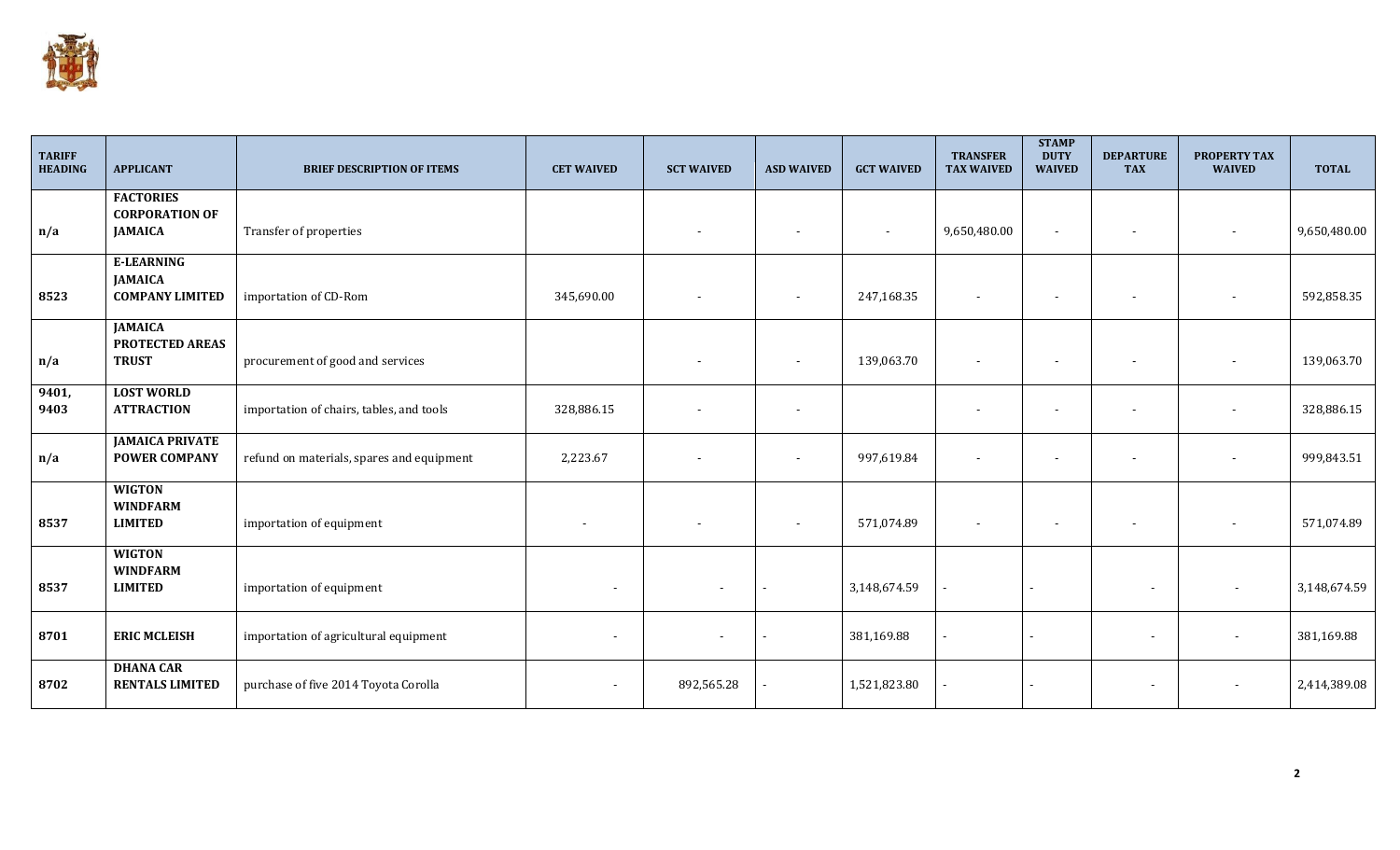| TARIFF HEADING | APPLICANT | BRIEF DESCRIPTION OF ITEMS | CET WAIVED | SCT WAIVED | ASD WAIVED | GCT WAIVED | TRANSFER TAX WAIVED | STAMP DUTY WAIVED | DEPARTURE TAX | PROPERTY TAX WAIVED | TOTAL |
|---|---|---|---|---|---|---|---|---|---|---|---|
| n/a | **FACTORIES CORPORATION OF JAMAICA** | Transfer of properties | | - | - | - | 9,650,480.00 | - | - | - | 9,650,480.00 |
| 8523 | **E-LEARNING JAMAICA COMPANY LIMITED** | importation of CD-Rom | 345,690.00 | - | - | 247,168.35 | - | - | - | - | 592,858.35 |
| n/a | **JAMAICA PROTECTED AREAS TRUST** | procurement of good and services | | - | - | 139,063.70 | - | - | - | - | 139,063.70 |
| 9401, 9403 | **LOST WORLD ATTRACTION** | importation of chairs, tables, and tools | 328,886.15 | - | - | | - | - | - | - | 328,886.15 |
| n/a | **JAMAICA PRIVATE POWER COMPANY** | refund on materials, spares and equipment | 2,223.67 | - | - | 997,619.84 | - | - | - | - | 999,843.51 |
| 8537 | **WIGTON WINDFARM LIMITED** | importation of equipment | - | - | - | 571,074.89 | - | - | - | - | 571,074.89 |
| 8537 | **WIGTON WINDFARM LIMITED** | importation of equipment | - | - | - | 3,148,674.59 | - | - | - | - | 3,148,674.59 |
| 8701 | **ERIC MCLEISH** | importation of agricultural equipment | - | - | - | 381,169.88 | - | - | - | - | 381,169.88 |
| 8702 | **DHANA CAR RENTALS LIMITED** | purchase of five 2014 Toyota Corolla | - | 892,565.28 | - | 1,521,823.80 | - | - | - | - | 2,414,389.08 |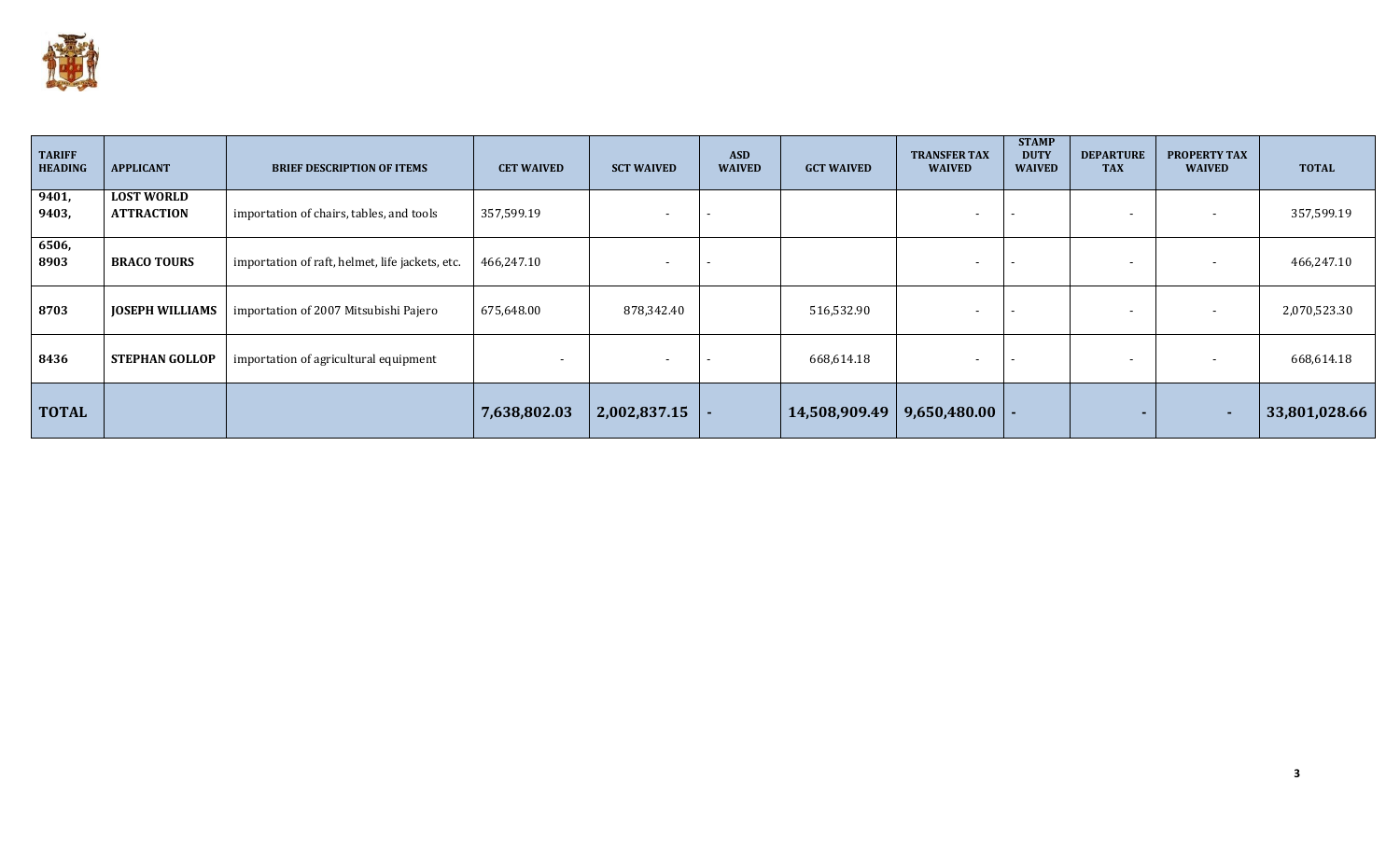| TARIFF HEADING | APPLICANT | BRIEF DESCRIPTION OF ITEMS | CET WAIVED | SCT WAIVED | ASD WAIVED | GCT WAIVED | TRANSFER TAX WAIVED | STAMP DUTY WAIVED | DEPARTURE TAX | PROPERTY TAX WAIVED | TOTAL |
|---|---|---|---|---|---|---|---|---|---|---|---|
| 9401, 9403, | **LOST WORLD ATTRACTION** | importation of chairs, tables, and tools | 357,599.19 | - | - | | - | - | - | - | 357,599.19 |
| 6506, 8903 | **BRACO TOURS** | importation of raft, helmet, life jackets, etc. | 466,247.10 | - | - | | - | - | - | - | 466,247.10 |
| 8703 | **JOSEPH WILLIAMS** | importation of 2007 Mitsubishi Pajero | 675,648.00 | 878,342.40 | | 516,532.90 | - | - | - | - | 2,070,523.30 |
| 8436 | **STEPHAN GOLLOP** | importation of agricultural equipment | - | - | - | 668,614.18 | - | - | - | - | 668,614.18 |
| **TOTAL** | | | **7,638,802.03** | **2,002,837.15** | **-** | **14,508,909.49** | **9,650,480.00** | **-** | **-** | **-** | **33,801,028.66** |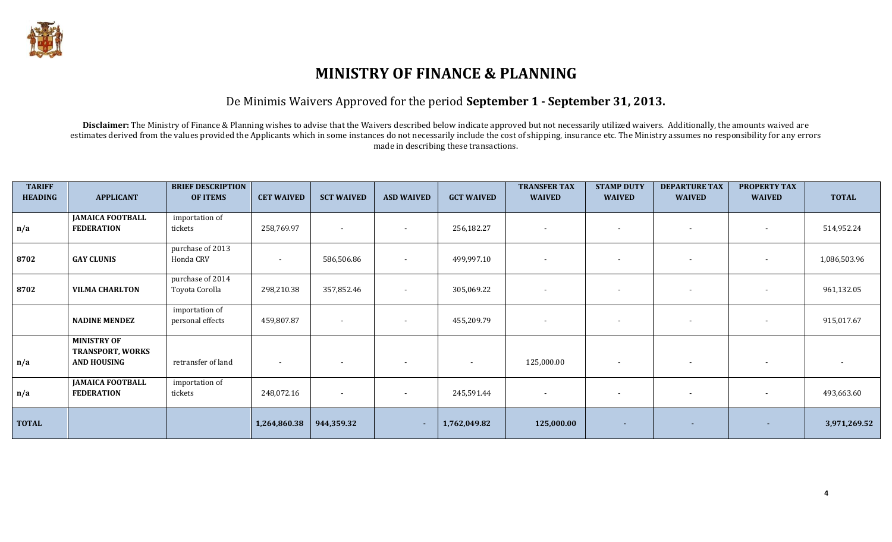# MINISTRY OF FINANCE & PLANNING

De Minimis Waivers Approved for the period **September 1 - September 31, 2013.**

**Disclaimer:** The Ministry of Finance & Planning wishes to advise that the Waivers described below indicate approved but not necessarily utilized waivers. Additionally, the amounts waived are estimates derived from the values provided the Applicants which in some instances do not necessarily include the cost of shipping, insurance etc. The Ministry assumes no responsibility for any errors made in describing these transactions.

| TARIFF HEADING | APPLICANT | BRIEF DESCRIPTION OF ITEMS | CET WAIVED | SCT WAIVED | ASD WAIVED | GCT WAIVED | TRANSFER TAX WAIVED | STAMP DUTY WAIVED | DEPARTURE TAX WAIVED | PROPERTY TAX WAIVED | TOTAL |
|---|---|---|---|---|---|---|---|---|---|---|---|
| n/a | JAMAICA FOOTBALL FEDERATION | importation of tickets | 258,769.97 | - | - | 256,182.27 | - | - | - | - | 514,952.24 |
| 8702 | GAY CLUNIS | purchase of 2013 Honda CRV | - | 586,506.86 | - | 499,997.10 | - | - | - | - | 1,086,503.96 |
| 8702 | VILMA CHARLTON | purchase of 2014 Toyota Corolla | 298,210.38 | 357,852.46 | - | 305,069.22 | - | - | - | - | 961,132.05 |
| | NADINE MENDEZ | importation of personal effects | 459,807.87 | - | - | 455,209.79 | - | - | - | - | 915,017.67 |
| n/a | MINISTRY OF TRANSPORT, WORKS AND HOUSING | retransfer of land | - | - | - | - | 125,000.00 | - | - | - | - |
| n/a | JAMAICA FOOTBALL FEDERATION | importation of tickets | 248,072.16 | - | - | 245,591.44 | - | - | - | - | 493,663.60 |
| **TOTAL** | | | **1,264,860.38** | **944,359.32** | **-** | **1,762,049.82** | **125,000.00** | **-** | **-** | **-** | **3,971,269.52** |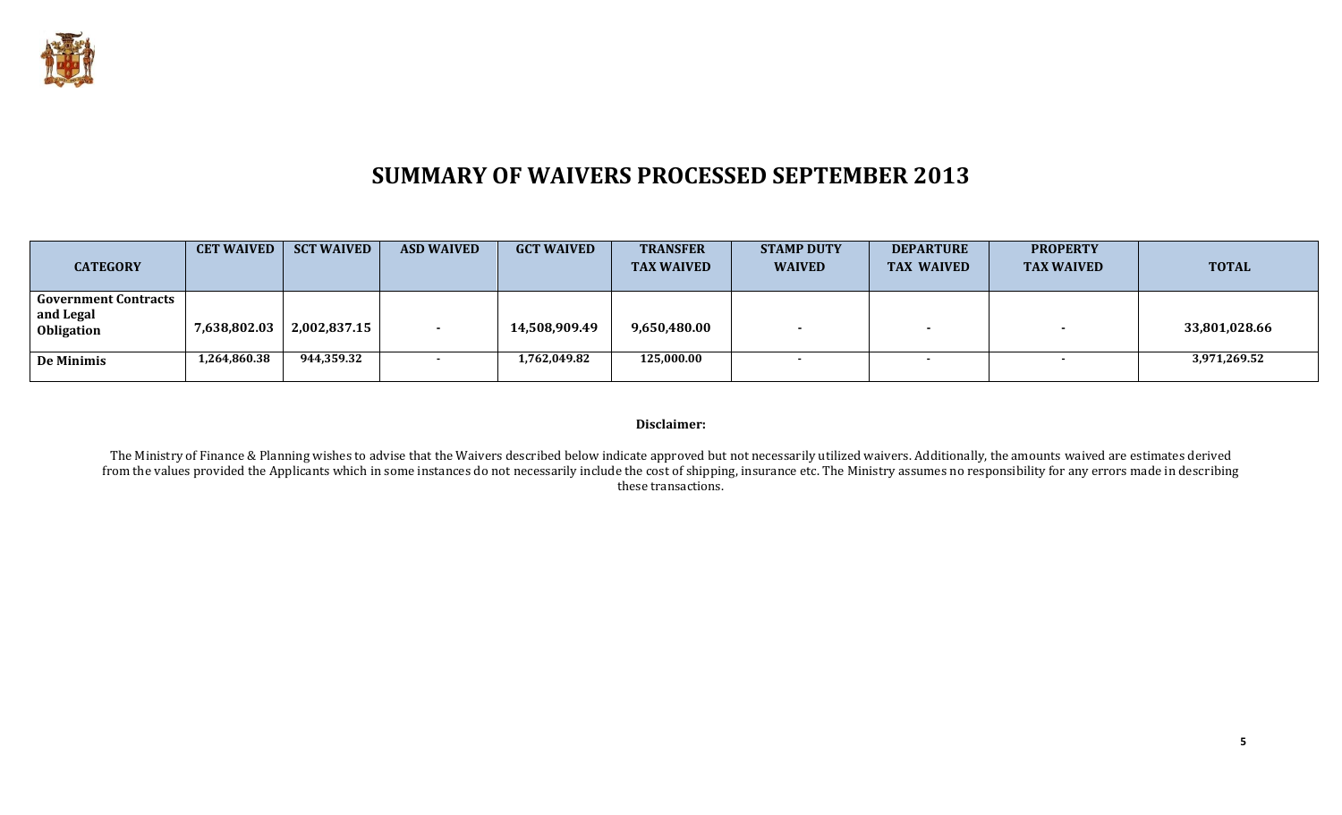# SUMMARY OF WAIVERS PROCESSED SEPTEMBER 2013

| CATEGORY | CET WAIVED | SCT WAIVED | ASD WAIVED | GCT WAIVED | TRANSFER TAX WAIVED | STAMP DUTY WAIVED | DEPARTURE TAX WAIVED | PROPERTY TAX WAIVED | TOTAL |
|---|---|---|---|---|---|---|---|---|---|
| Government Contracts and Legal Obligation | 7,638,802.03 | 2,002,837.15 | - | 14,508,909.49 | 9,650,480.00 | - | - | - | 33,801,028.66 |
| De Minimis | 1,264,860.38 | 944,359.32 | - | 1,762,049.82 | 125,000.00 | - | - | - | 3,971,269.52 |

**Disclaimer:**

The Ministry of Finance & Planning wishes to advise that the Waivers described below indicate approved but not necessarily utilized waivers. Additionally, the amounts waived are estimates derived from the values provided the Applicants which in some instances do not necessarily include the cost of shipping, insurance etc. The Ministry assumes no responsibility for any errors made in describing these transactions.